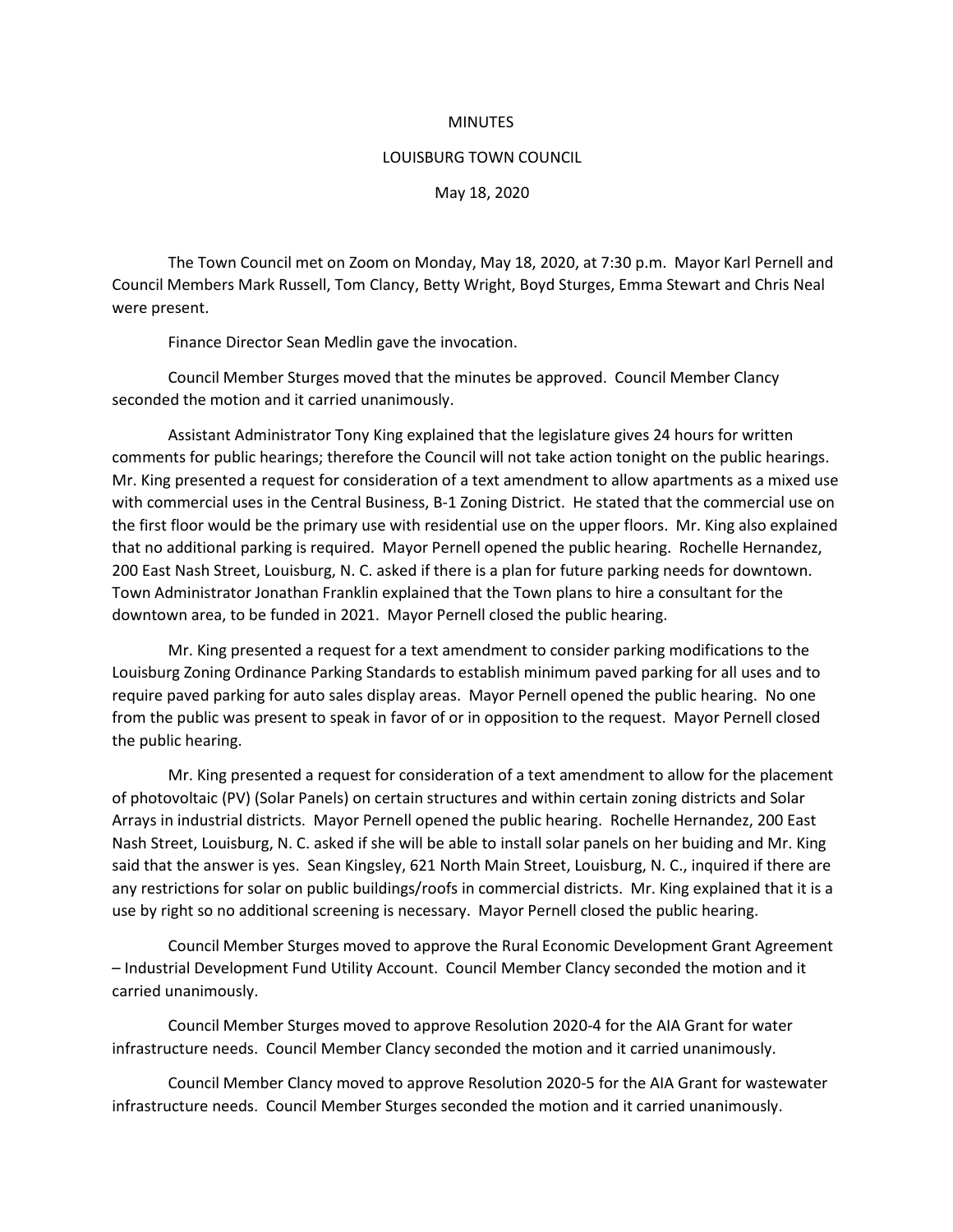MINUTES

LOUISBURG TOWN COUNCIL

May 18, 2020

The Town Council met on Zoom on Monday, May 18, 2020, at 7:30 p.m. Mayor Karl Pernell and Council Members Mark Russell, Tom Clancy, Betty Wright, Boyd Sturges, Emma Stewart and Chris Neal were present.

Finance Director Sean Medlin gave the invocation.

Council Member Sturges moved that the minutes be approved. Council Member Clancy seconded the motion and it carried unanimously.

Assistant Administrator Tony King explained that the legislature gives 24 hours for written comments for public hearings; therefore the Council will not take action tonight on the public hearings. Mr. King presented a request for consideration of a text amendment to allow apartments as a mixed use with commercial uses in the Central Business, B-1 Zoning District. He stated that the commercial use on the first floor would be the primary use with residential use on the upper floors. Mr. King also explained that no additional parking is required. Mayor Pernell opened the public hearing. Rochelle Hernandez, 200 East Nash Street, Louisburg, N. C. asked if there is a plan for future parking needs for downtown. Town Administrator Jonathan Franklin explained that the Town plans to hire a consultant for the downtown area, to be funded in 2021. Mayor Pernell closed the public hearing.

Mr. King presented a request for a text amendment to consider parking modifications to the Louisburg Zoning Ordinance Parking Standards to establish minimum paved parking for all uses and to require paved parking for auto sales display areas. Mayor Pernell opened the public hearing. No one from the public was present to speak in favor of or in opposition to the request. Mayor Pernell closed the public hearing.

Mr. King presented a request for consideration of a text amendment to allow for the placement of photovoltaic (PV) (Solar Panels) on certain structures and within certain zoning districts and Solar Arrays in industrial districts. Mayor Pernell opened the public hearing. Rochelle Hernandez, 200 East Nash Street, Louisburg, N. C. asked if she will be able to install solar panels on her buiding and Mr. King said that the answer is yes. Sean Kingsley, 621 North Main Street, Louisburg, N. C., inquired if there are any restrictions for solar on public buildings/roofs in commercial districts. Mr. King explained that it is a use by right so no additional screening is necessary. Mayor Pernell closed the public hearing.

Council Member Sturges moved to approve the Rural Economic Development Grant Agreement – Industrial Development Fund Utility Account. Council Member Clancy seconded the motion and it carried unanimously.

Council Member Sturges moved to approve Resolution 2020-4 for the AIA Grant for water infrastructure needs. Council Member Clancy seconded the motion and it carried unanimously.

Council Member Clancy moved to approve Resolution 2020-5 for the AIA Grant for wastewater infrastructure needs. Council Member Sturges seconded the motion and it carried unanimously.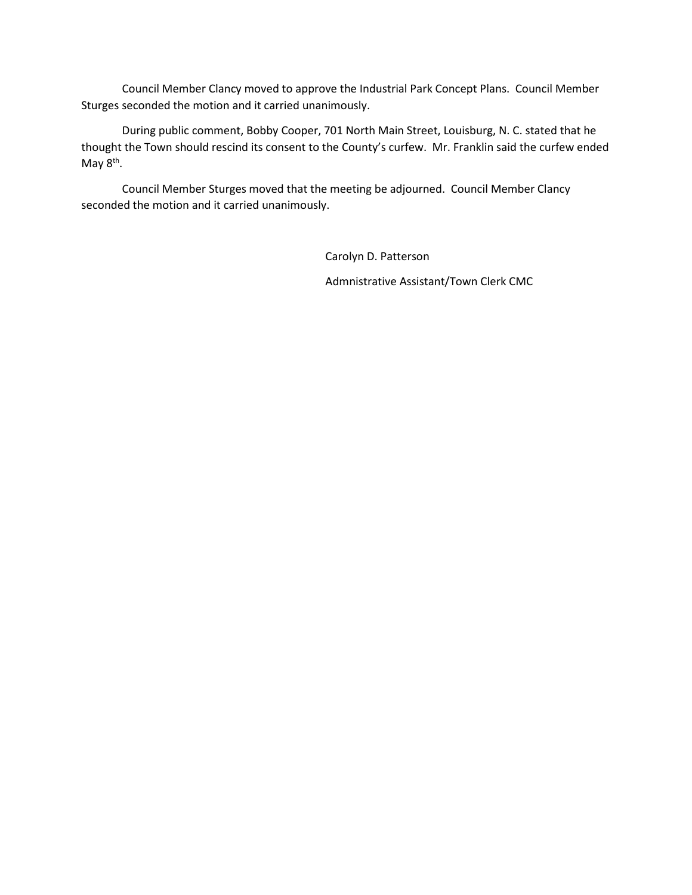Council Member Clancy moved to approve the Industrial Park Concept Plans. Council Member Sturges seconded the motion and it carried unanimously.

During public comment, Bobby Cooper, 701 North Main Street, Louisburg, N. C. stated that he thought the Town should rescind its consent to the County's curfew. Mr. Franklin said the curfew ended May 8th.

Council Member Sturges moved that the meeting be adjourned. Council Member Clancy seconded the motion and it carried unanimously.

Carolyn D. Patterson

Admnistrative Assistant/Town Clerk CMC